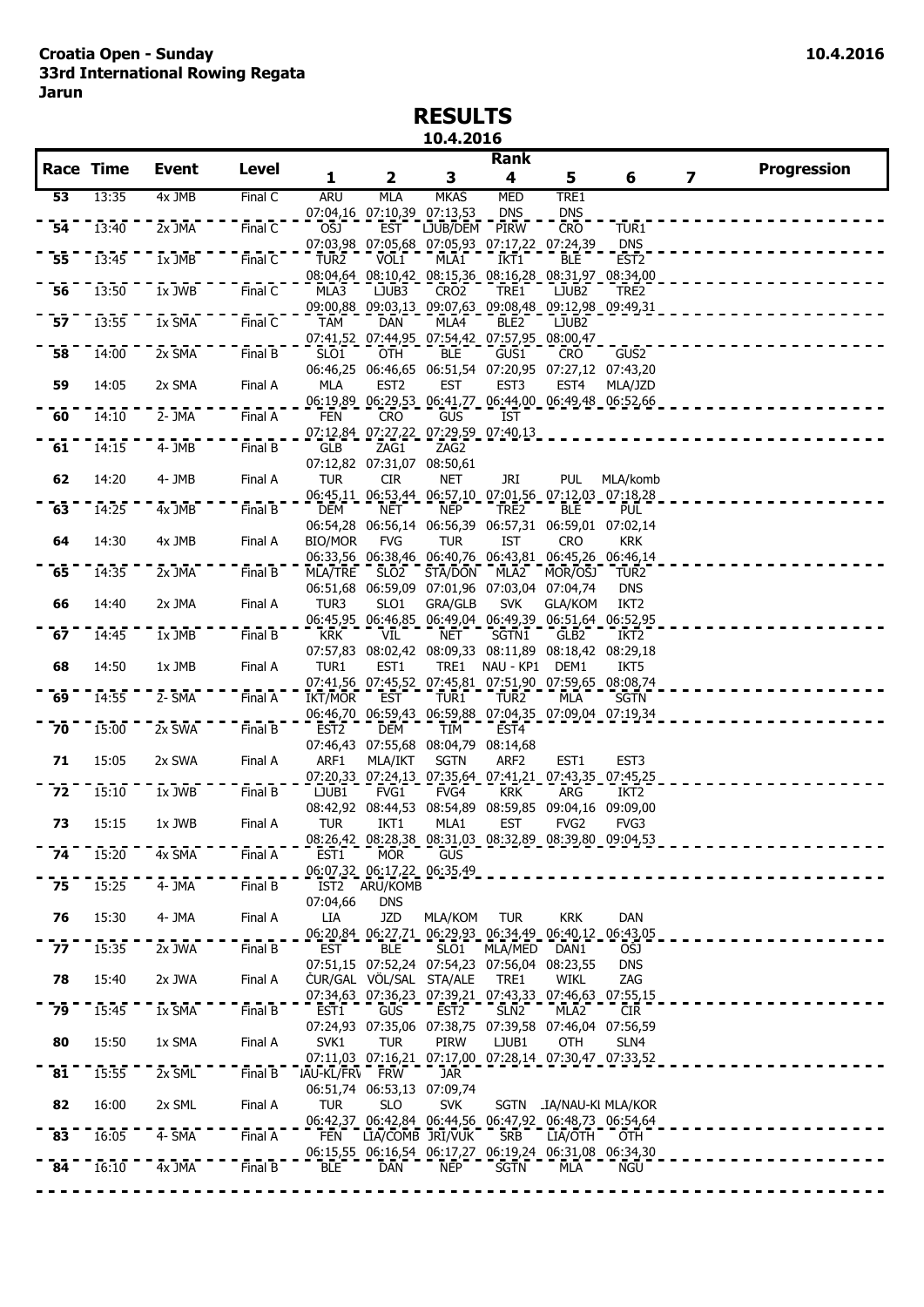**Croatia Open - Sunday**
**33rd International Rowing Regata**
**Jarun**

10.4.2016

# RESULTS

10.4.2016

| Race | Time | Event | Level | 1 | 2 | 3 | 4 | 5 | 6 | 7 | Progression |
|---|---|---|---|---|---|---|---|---|---|---|---|
| 53 | 13:35 | 4x JMB | Final C | ARU | MLA | MKAS | MED | TRE1 | | | |
| | | | | 07:04,16 | 07:10,39 | 07:13,53 | DNS | DNS | | | |
| 54 | 13:40 | 2x JMA | Final C | OSJ | EST | LJUB/DEM | PIRW | CRO | TUR1 | | |
| | | | | 07:03,98 | 07:05,68 | 07:05,93 | 07:17,22 | 07:24,39 | DNS | | |
| 55 | 13:45 | 1x JMB | Final C | TUR2 | VOL1 | MLA1 | IKT1 | BLE | EST2 | | |
| | | | | 08:04,64 | 08:10,42 | 08:15,36 | 08:16,28 | 08:31,97 | 08:34,00 | | |
| 56 | 13:50 | 1x JWB | Final C | MLA3 | LJUB3 | CRO2 | TRE1 | LJUB2 | TRE2 | | |
| | | | | 09:00,88 | 09:03,13 | 09:07,63 | 09:08,48 | 09:12,98 | 09:49,31 | | |
| 57 | 13:55 | 1x SMA | Final C | TAM | DAN | MLA4 | BLE2 | LJUB2 | | | |
| | | | | 07:41,52 | 07:44,95 | 07:54,42 | 07:57,95 | 08:00,47 | | | |
| 58 | 14:00 | 2x SMA | Final B | SLO1 | OTH | BLE | GUS1 | CRO | GUS2 | | |
| | | | | 06:46,25 | 06:46,65 | 06:51,54 | 07:20,95 | 07:27,12 | 07:43,20 | | |
| 59 | 14:05 | 2x SMA | Final A | MLA | EST2 | EST | EST3 | EST4 | MLA/JZD | | |
| | | | | 06:19,89 | 06:29,53 | 06:41,77 | 06:44,00 | 06:49,48 | 06:52,66 | | |
| 60 | 14:10 | 2- JMA | Final A | FEN | CRO | GUS | IST | | | | |
| | | | | 07:12,84 | 07:27,22 | 07:29,59 | 07:40,13 | | | | |
| 61 | 14:15 | 4- JMB | Final B | GLB | ZAG1 | ZAG2 | | | | | |
| | | | | 07:12,82 | 07:31,07 | 08:50,61 | | | | | |
| 62 | 14:20 | 4- JMB | Final A | TUR | CIR | NET | JRI | PUL | MLA/komb | | |
| | | | | 06:45,11 | 06:53,44 | 06:57,10 | 07:01,56 | 07:12,03 | 07:18,28 | | |
| 63 | 14:25 | 4x JMB | Final B | DEM | NET | NEP | TRE2 | BLE | PUL | | |
| | | | | 06:54,28 | 06:56,14 | 06:56,39 | 06:57,31 | 06:59,01 | 07:02,14 | | |
| 64 | 14:30 | 4x JMB | Final A | BIO/MOR | FVG | TUR | IST | CRO | KRK | | |
| | | | | 06:33,56 | 06:38,46 | 06:40,76 | 06:43,81 | 06:45,26 | 06:46,14 | | |
| 65 | 14:35 | 2x JMA | Final B | MLA/TRE | SLO2 | STA/DON | MLA2 | MOR/OSJ | TUR2 | | |
| | | | | 06:51,68 | 06:59,09 | 07:01,96 | 07:03,04 | 07:04,74 | DNS | | |
| 66 | 14:40 | 2x JMA | Final A | TUR3 | SLO1 | GRA/GLB | SVK | GLA/KOM | IKT2 | | |
| | | | | 06:45,95 | 06:46,85 | 06:49,04 | 06:49,39 | 06:51,64 | 06:52,95 | | |
| 67 | 14:45 | 1x JMB | Final B | KRK | VIL | NET | SGTN1 | GLB2 | IKT2 | | |
| | | | | 07:57,83 | 08:02,42 | 08:09,33 | 08:11,89 | 08:18,42 | 08:29,18 | | |
| 68 | 14:50 | 1x JMB | Final A | TUR1 | EST1 | TRE1 | NAU - KP1 | DEM1 | IKT5 | | |
| | | | | 07:41,56 | 07:45,52 | 07:45,81 | 07:51,90 | 07:59,65 | 08:08,74 | | |
| 69 | 14:55 | 2- SMA | Final A | IKT/MOR | EST | TUR1 | TUR2 | MLA | SGTN | | |
| | | | | 06:46,70 | 06:59,43 | 06:59,88 | 07:04,35 | 07:09,04 | 07:19,34 | | |
| 70 | 15:00 | 2x SWA | Final B | EST2 | DEM | TIM | EST4 | | | | |
| | | | | 07:46,43 | 07:55,68 | 08:04,79 | 08:14,68 | | | | |
| 71 | 15:05 | 2x SWA | Final A | ARF1 | MLA/IKT | SGTN | ARF2 | EST1 | EST3 | | |
| | | | | 07:20,33 | 07:24,13 | 07:35,64 | 07:41,21 | 07:43,35 | 07:45,25 | | |
| 72 | 15:10 | 1x JWB | Final B | LJUB1 | FVG1 | FVG4 | KRK | ARG | IKT2 | | |
| | | | | 08:42,92 | 08:44,53 | 08:54,89 | 08:59,85 | 09:04,16 | 09:09,00 | | |
| 73 | 15:15 | 1x JWB | Final A | TUR | IKT1 | MLA1 | EST | FVG2 | FVG3 | | |
| | | | | 08:26,42 | 08:28,38 | 08:31,03 | 08:32,89 | 08:39,80 | 09:04,53 | | |
| 74 | 15:20 | 4x SMA | Final A | EST1 | MOR | GUS | | | | | |
| | | | | 06:07,32 | 06:17,22 | 06:35,49 | | | | | |
| 75 | 15:25 | 4- JMA | Final B | IST2 | ARU/KOMB | | | | | | |
| | | | | 07:04,66 | DNS | | | | | | |
| 76 | 15:30 | 4- JMA | Final A | LIA | JZD | MLA/KOM | TUR | KRK | DAN | | |
| | | | | 06:20,84 | 06:27,71 | 06:29,93 | 06:34,49 | 06:40,12 | 06:43,05 | | |
| 77 | 15:35 | 2x JWA | Final B | EST | BLE | SLO1 | MLA/MED | DAN1 | OSJ | | |
| | | | | 07:51,15 | 07:52,24 | 07:54,23 | 07:56,04 | 08:23,55 | DNS | | |
| 78 | 15:40 | 2x JWA | Final A | CUR/GAL | VÖL/SAL | STA/ALE | TRE1 | WIKL | ZAG | | |
| | | | | 07:34,63 | 07:36,23 | 07:39,21 | 07:43,33 | 07:46,63 | 07:55,15 | | |
| 79 | 15:45 | 1x SMA | Final B | EST1 | GUS | EST2 | SLN2 | MLA2 | CIR | | |
| | | | | 07:24,93 | 07:35,06 | 07:38,75 | 07:39,58 | 07:46,04 | 07:56,59 | | |
| 80 | 15:50 | 1x SMA | Final A | SVK1 | TUR | PIRW | LJUB1 | OTH | SLN4 | | |
| | | | | 07:11,03 | 07:16,21 | 07:17,00 | 07:28,14 | 07:30,47 | 07:33,52 | | |
| 81 | 15:55 | 2x SML | Final B | IAU-KL/FRV | FRW | JAR | | | | | |
| | | | | 06:51,74 | 06:53,13 | 07:09,74 | | | | | |
| 82 | 16:00 | 2x SML | Final A | TUR | SLO | SVK | SGTN | IA/NAU-KI | MLA/KOR | | |
| | | | | 06:42,37 | 06:42,84 | 06:44,56 | 06:47,92 | 06:48,73 | 06:54,64 | | |
| 83 | 16:05 | 4- SMA | Final A | FEN | LIA/COMB | JRI/VUK | SRB | LIA/OTH | OTH | | |
| | | | | 06:15,55 | 06:16,54 | 06:17,27 | 06:19,24 | 06:31,08 | 06:34,30 | | |
| 84 | 16:10 | 4x JMA | Final B | BLE | DAN | NEP | SGTN | MLA | NGU | | |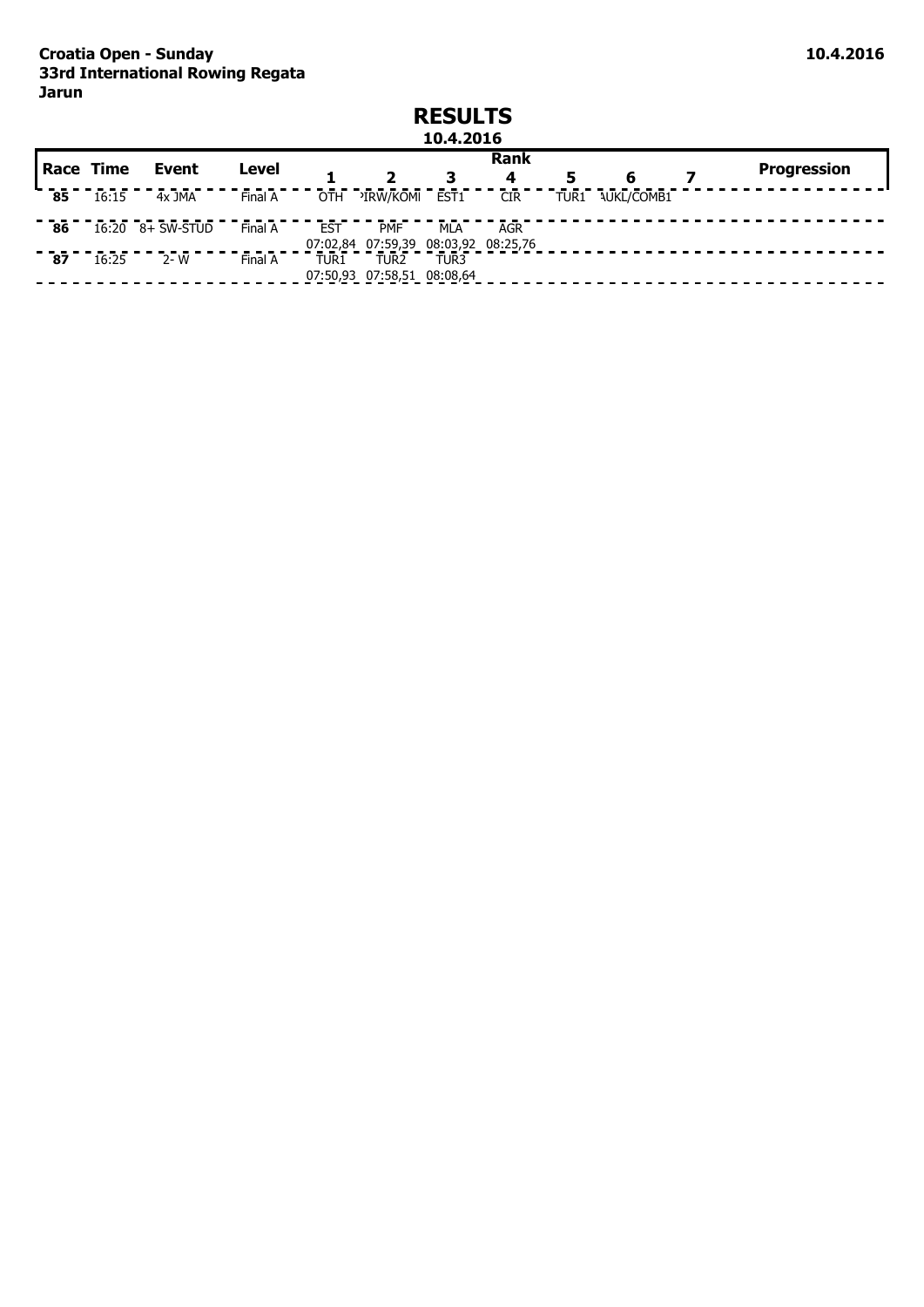**Croatia Open - Sunday**
**33rd International Rowing Regata**
**Jarun**

**10.4.2016**

# RESULTS

**10.4.2016**

| Race | Time | Event | Level | Rank 1 | 2 | 3 | 4 | 5 | 6 | 7 | Progression |
|---|---|---|---|---|---|---|---|---|---|---|---|
| **85** | 16:15 | 4x JMA | Final A | OTH | ›IRW/KOMI | EST1 | CIR | TUR1 | ›UKL/COMB1 | | |
| **86** | 16:20 | 8+ SW-STUD | Final A | EST<br>07:02,84 | PMF<br>07:59,39 | MLA<br>08:03,92 | AGR<br>08:25,76 | | | | |
| **87** | 16:25 | 2- W | Final A | TUR1<br>07:50,93 | TUR2<br>07:58,51 | TUR3<br>08:08,64 | | | | | |